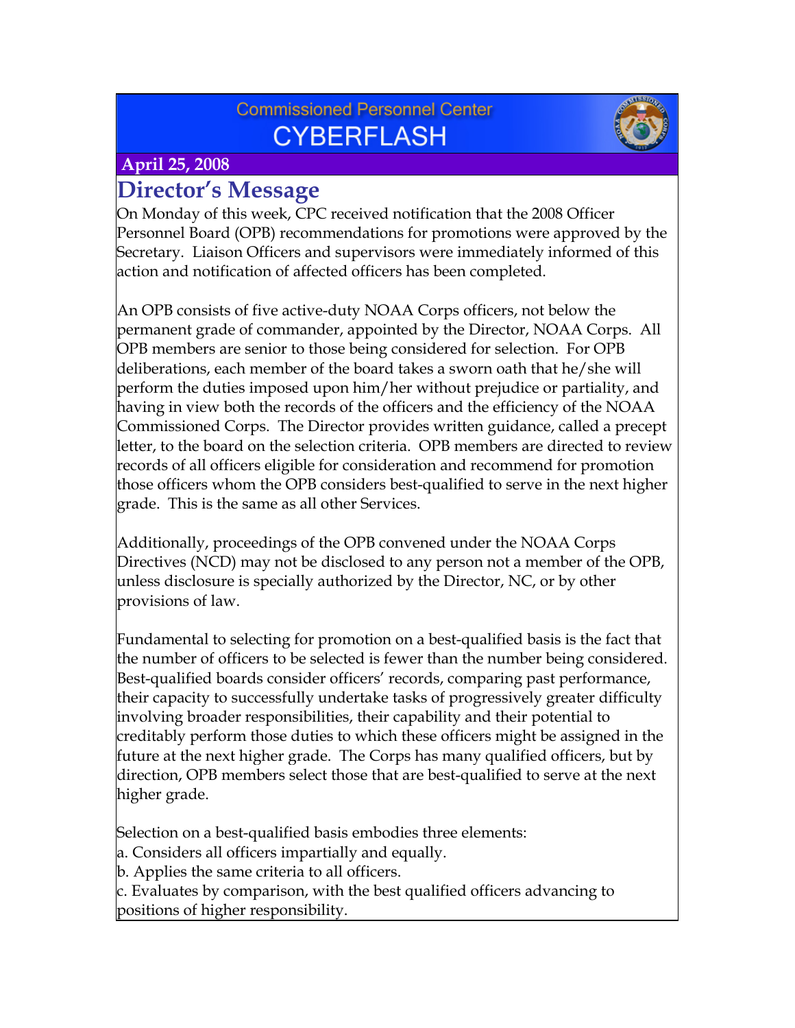# Commissioned Personnel Center

# CYBERFLASH

**April 25, 2008**

## Director's Message

On Monday of this week, CPC received notification that the 2008 Officer Personnel Board (OPB) recommendations for promotions were approved by the Secretary. Liaison Officers and supervisors were immediately informed of this action and notification of affected officers has been completed.

An OPB consists of five active-duty NOAA Corps officers, not below the permanent grade of commander, appointed by the Director, NOAA Corps. All OPB members are senior to those being considered for selection. For OPB deliberations, each member of the board takes a sworn oath that he/she will perform the duties imposed upon him/her without prejudice or partiality, and having in view both the records of the officers and the efficiency of the NOAA Commissioned Corps. The Director provides written guidance, called a precept letter, to the board on the selection criteria. OPB members are directed to review records of all officers eligible for consideration and recommend for promotion those officers whom the OPB considers best-qualified to serve in the next higher grade. This is the same as all other Services.

Additionally, proceedings of the OPB convened under the NOAA Corps Directives (NCD) may not be disclosed to any person not a member of the OPB, unless disclosure is specially authorized by the Director, NC, or by other provisions of law.

Fundamental to selecting for promotion on a best-qualified basis is the fact that the number of officers to be selected is fewer than the number being considered. Best-qualified boards consider officers' records, comparing past performance, their capacity to successfully undertake tasks of progressively greater difficulty involving broader responsibilities, their capability and their potential to creditably perform those duties to which these officers might be assigned in the future at the next higher grade. The Corps has many qualified officers, but by direction, OPB members select those that are best-qualified to serve at the next higher grade.

Selection on a best-qualified basis embodies three elements:
a. Considers all officers impartially and equally.
b. Applies the same criteria to all officers.
c. Evaluates by comparison, with the best qualified officers advancing to positions of higher responsibility.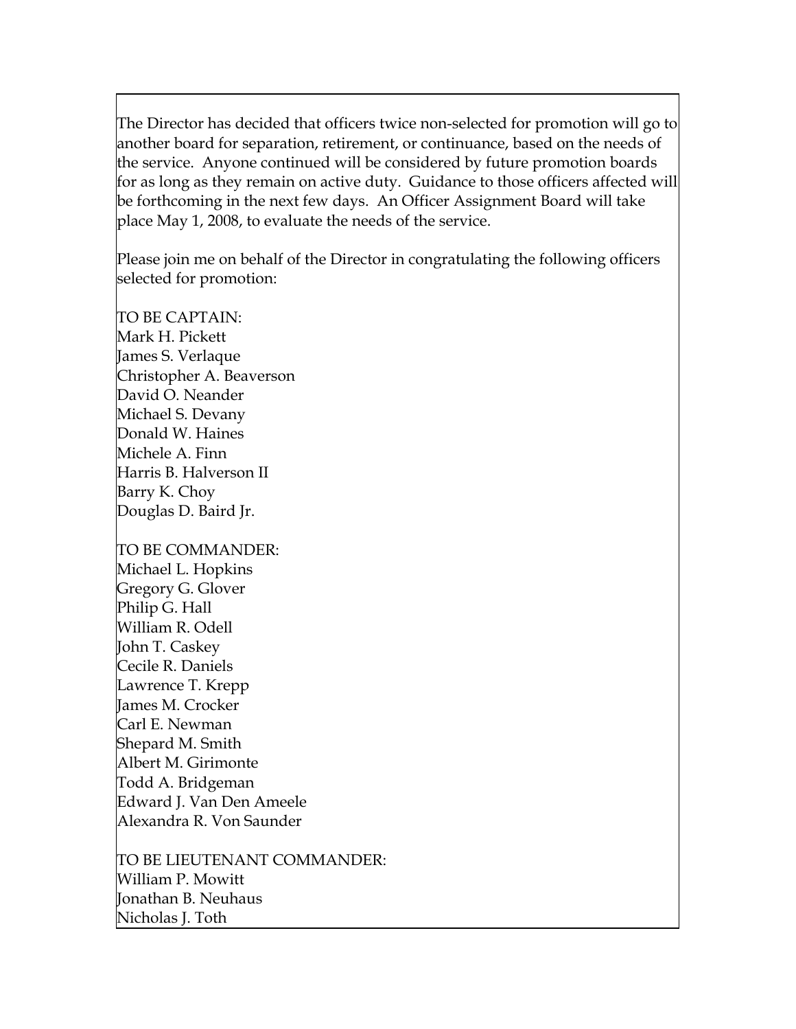The Director has decided that officers twice non-selected for promotion will go to another board for separation, retirement, or continuance, based on the needs of the service. Anyone continued will be considered by future promotion boards for as long as they remain on active duty. Guidance to those officers affected will be forthcoming in the next few days. An Officer Assignment Board will take place May 1, 2008, to evaluate the needs of the service.

Please join me on behalf of the Director in congratulating the following officers selected for promotion:

TO BE CAPTAIN:
Mark H. Pickett
James S. Verlaque
Christopher A. Beaverson
David O. Neander
Michael S. Devany
Donald W. Haines
Michele A. Finn
Harris B. Halverson II
Barry K. Choy
Douglas D. Baird Jr.

TO BE COMMANDER:
Michael L. Hopkins
Gregory G. Glover
Philip G. Hall
William R. Odell
John T. Caskey
Cecile R. Daniels
Lawrence T. Krepp
James M. Crocker
Carl E. Newman
Shepard M. Smith
Albert M. Girimonte
Todd A. Bridgeman
Edward J. Van Den Ameele
Alexandra R. Von Saunder

TO BE LIEUTENANT COMMANDER:
William P. Mowitt
Jonathan B. Neuhaus
Nicholas J. Toth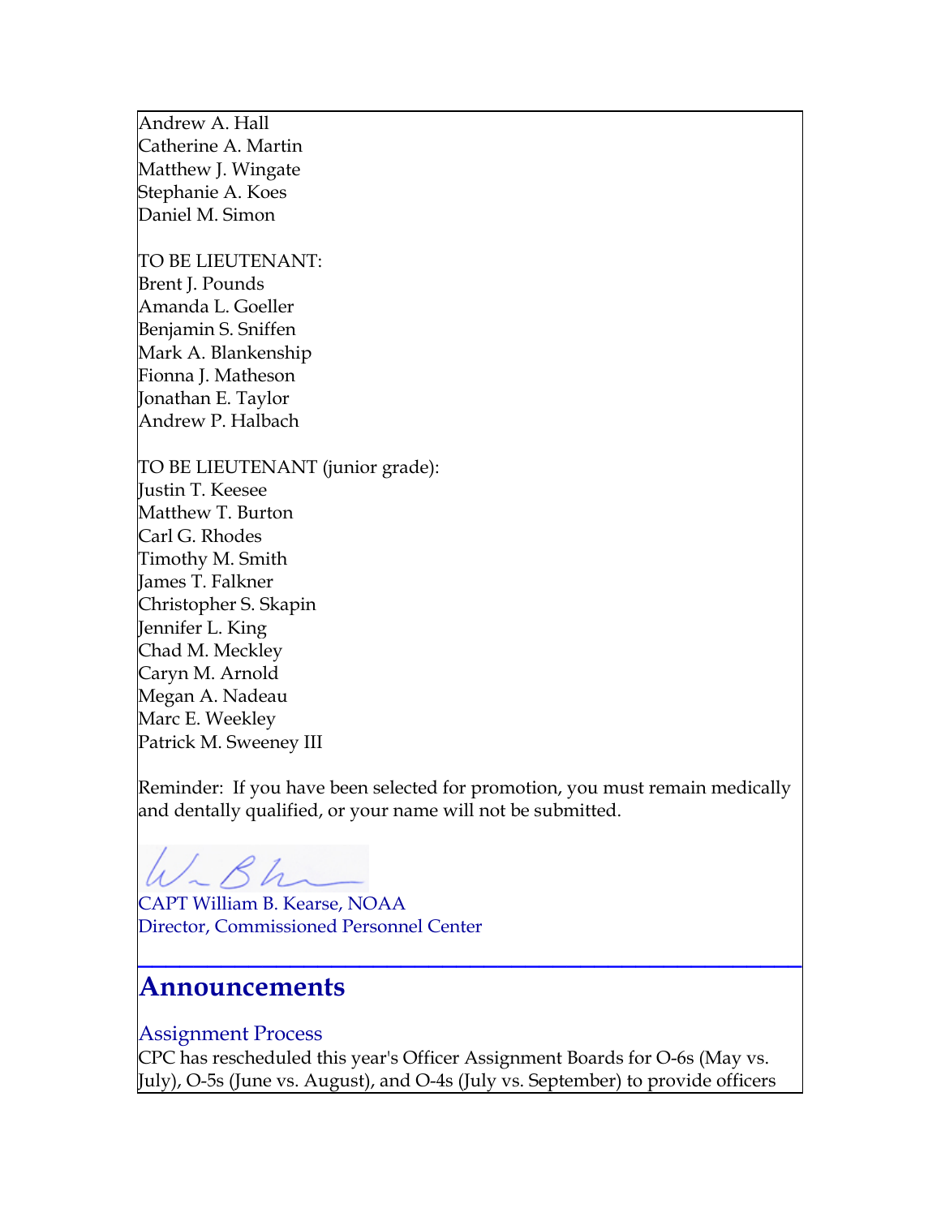Andrew A. Hall
Catherine A. Martin
Matthew J. Wingate
Stephanie A. Koes
Daniel M. Simon

TO BE LIEUTENANT:
Brent J. Pounds
Amanda L. Goeller
Benjamin S. Sniffen
Mark A. Blankenship
Fionna J. Matheson
Jonathan E. Taylor
Andrew P. Halbach

TO BE LIEUTENANT (junior grade):
Justin T. Keesee
Matthew T. Burton
Carl G. Rhodes
Timothy M. Smith
James T. Falkner
Christopher S. Skapin
Jennifer L. King
Chad M. Meckley
Caryn M. Arnold
Megan A. Nadeau
Marc E. Weekley
Patrick M. Sweeney III

Reminder: If you have been selected for promotion, you must remain medically and dentally qualified, or your name will not be submitted.

CAPT William B. Kearse, NOAA
Director, Commissioned Personnel Center

## Announcements

### Assignment Process

CPC has rescheduled this year's Officer Assignment Boards for O-6s (May vs. July), O-5s (June vs. August), and O-4s (July vs. September) to provide officers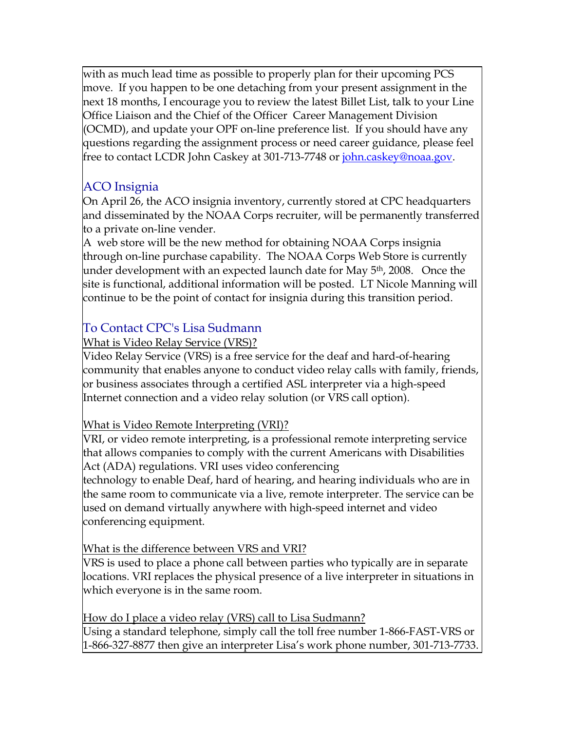with as much lead time as possible to properly plan for their upcoming PCS move. If you happen to be one detaching from your present assignment in the next 18 months, I encourage you to review the latest Billet List, talk to your Line Office Liaison and the Chief of the Officer Career Management Division (OCMD), and update your OPF on-line preference list. If you should have any questions regarding the assignment process or need career guidance, please feel free to contact LCDR John Caskey at 301-713-7748 or john.caskey@noaa.gov.

## ACO Insignia

On April 26, the ACO insignia inventory, currently stored at CPC headquarters and disseminated by the NOAA Corps recruiter, will be permanently transferred to a private on-line vender.

A web store will be the new method for obtaining NOAA Corps insignia through on-line purchase capability. The NOAA Corps Web Store is currently under development with an expected launch date for May 5th, 2008. Once the site is functional, additional information will be posted. LT Nicole Manning will continue to be the point of contact for insignia during this transition period.

## To Contact CPC's Lisa Sudmann

What is Video Relay Service (VRS)?

Video Relay Service (VRS) is a free service for the deaf and hard-of-hearing community that enables anyone to conduct video relay calls with family, friends, or business associates through a certified ASL interpreter via a high-speed Internet connection and a video relay solution (or VRS call option).

What is Video Remote Interpreting (VRI)?

VRI, or video remote interpreting, is a professional remote interpreting service that allows companies to comply with the current Americans with Disabilities Act (ADA) regulations. VRI uses video conferencing technology to enable Deaf, hard of hearing, and hearing individuals who are in the same room to communicate via a live, remote interpreter. The service can be used on demand virtually anywhere with high-speed internet and video conferencing equipment.

What is the difference between VRS and VRI?

VRS is used to place a phone call between parties who typically are in separate locations. VRI replaces the physical presence of a live interpreter in situations in which everyone is in the same room.

How do I place a video relay (VRS) call to Lisa Sudmann?

Using a standard telephone, simply call the toll free number 1-866-FAST-VRS or 1-866-327-8877 then give an interpreter Lisa's work phone number, 301-713-7733.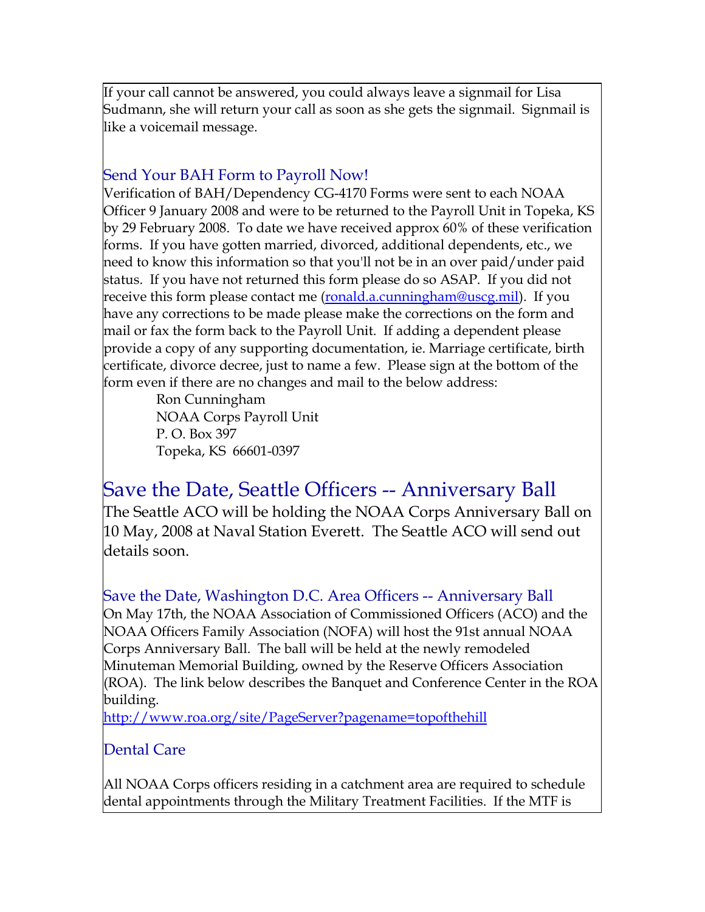If your call cannot be answered, you could always leave a signmail for Lisa Sudmann, she will return your call as soon as she gets the signmail. Signmail is like a voicemail message.

### Send Your BAH Form to Payroll Now!

Verification of BAH/Dependency CG-4170 Forms were sent to each NOAA Officer 9 January 2008 and were to be returned to the Payroll Unit in Topeka, KS by 29 February 2008. To date we have received approx 60% of these verification forms. If you have gotten married, divorced, additional dependents, etc., we need to know this information so that you'll not be in an over paid/under paid status. If you have not returned this form please do so ASAP. If you did not receive this form please contact me (ronald.a.cunningham@uscg.mil). If you have any corrections to be made please make the corrections on the form and mail or fax the form back to the Payroll Unit. If adding a dependent please provide a copy of any supporting documentation, ie. Marriage certificate, birth certificate, divorce decree, just to name a few. Please sign at the bottom of the form even if there are no changes and mail to the below address:

Ron Cunningham  
NOAA Corps Payroll Unit  
P. O. Box 397  
Topeka, KS 66601-0397

## Save the Date, Seattle Officers -- Anniversary Ball

The Seattle ACO will be holding the NOAA Corps Anniversary Ball on 10 May, 2008 at Naval Station Everett. The Seattle ACO will send out details soon.

### Save the Date, Washington D.C. Area Officers -- Anniversary Ball

On May 17th, the NOAA Association of Commissioned Officers (ACO) and the NOAA Officers Family Association (NOFA) will host the 91st annual NOAA Corps Anniversary Ball. The ball will be held at the newly remodeled Minuteman Memorial Building, owned by the Reserve Officers Association (ROA). The link below describes the Banquet and Conference Center in the ROA building.

http://www.roa.org/site/PageServer?pagename=topofthehill

### Dental Care

All NOAA Corps officers residing in a catchment area are required to schedule dental appointments through the Military Treatment Facilities. If the MTF is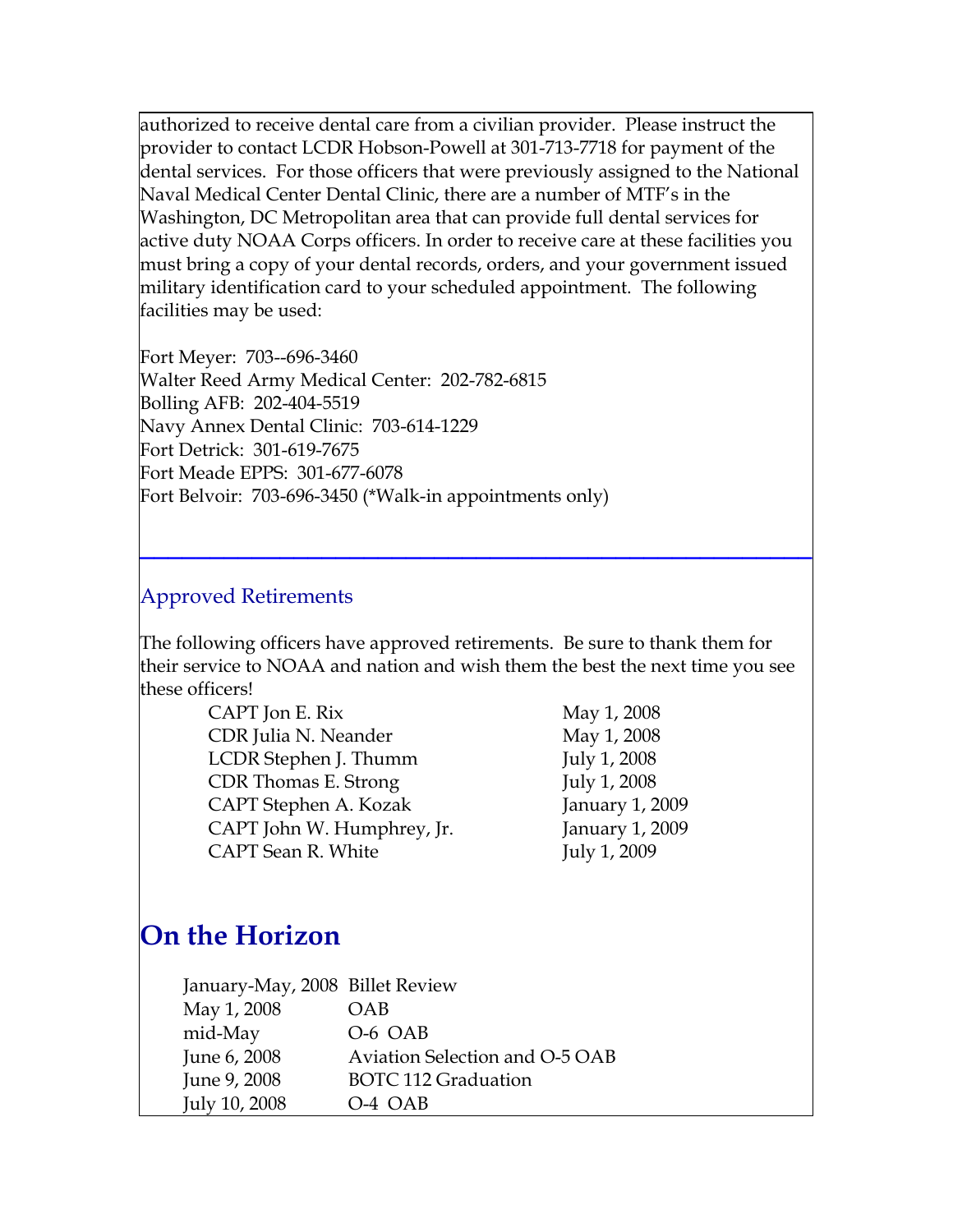authorized to receive dental care from a civilian provider. Please instruct the provider to contact LCDR Hobson-Powell at 301-713-7718 for payment of the dental services. For those officers that were previously assigned to the National Naval Medical Center Dental Clinic, there are a number of MTF's in the Washington, DC Metropolitan area that can provide full dental services for active duty NOAA Corps officers. In order to receive care at these facilities you must bring a copy of your dental records, orders, and your government issued military identification card to your scheduled appointment. The following facilities may be used:

Fort Meyer: 703--696-3460
Walter Reed Army Medical Center: 202-782-6815
Bolling AFB: 202-404-5519
Navy Annex Dental Clinic: 703-614-1229
Fort Detrick: 301-619-7675
Fort Meade EPPS: 301-677-6078
Fort Belvoir: 703-696-3450 (*Walk-in appointments only)

---

## Approved Retirements

The following officers have approved retirements. Be sure to thank them for their service to NOAA and nation and wish them the best the next time you see these officers!

| | |
|---|---|
| CAPT Jon E. Rix | May 1, 2008 |
| CDR Julia N. Neander | May 1, 2008 |
| LCDR Stephen J. Thumm | July 1, 2008 |
| CDR Thomas E. Strong | July 1, 2008 |
| CAPT Stephen A. Kozak | January 1, 2009 |
| CAPT John W. Humphrey, Jr. | January 1, 2009 |
| CAPT Sean R. White | July 1, 2009 |

# On the Horizon

| | |
|---|---|
| January-May, 2008 | Billet Review |
| May 1, 2008 | OAB |
| mid-May | O-6 OAB |
| June 6, 2008 | Aviation Selection and O-5 OAB |
| June 9, 2008 | BOTC 112 Graduation |
| July 10, 2008 | O-4 OAB |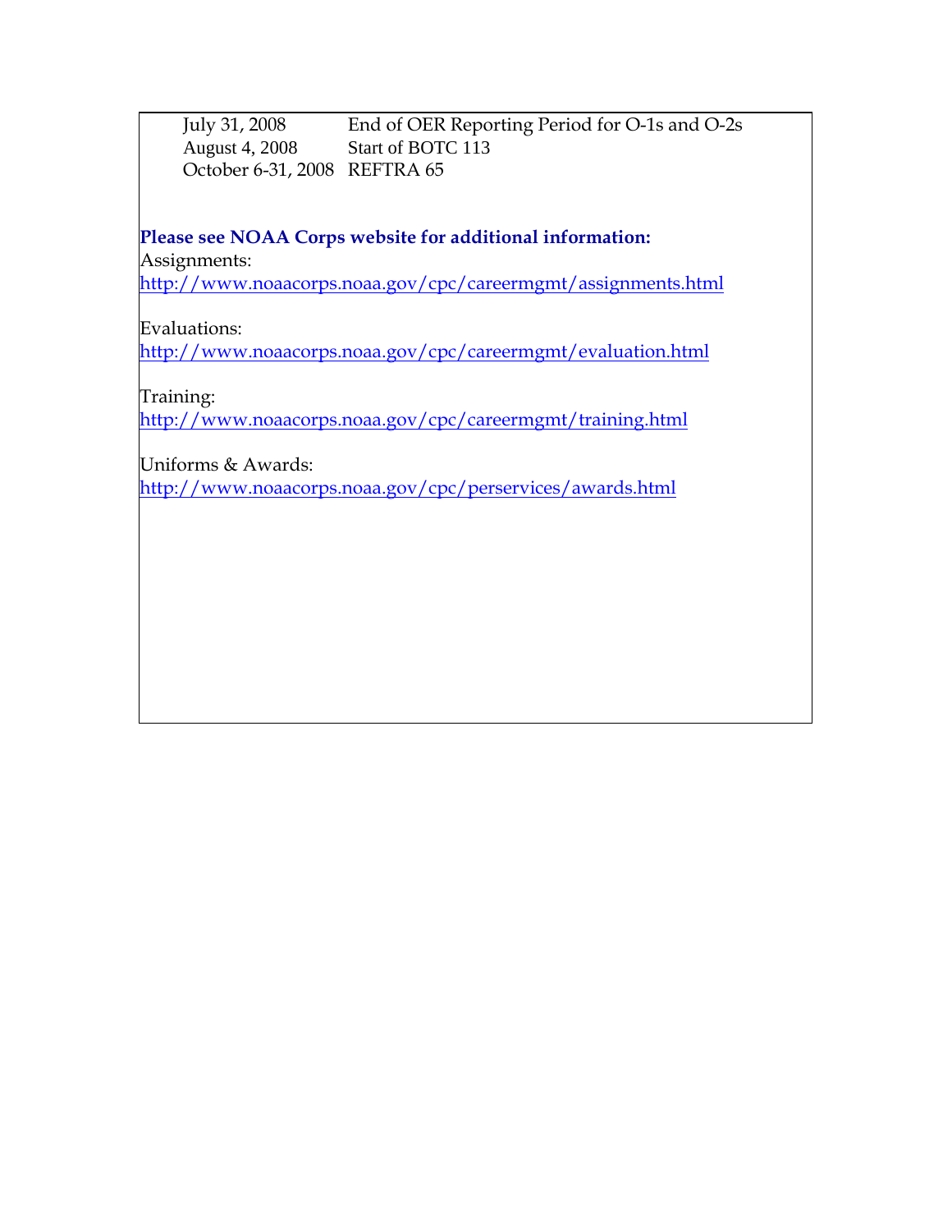| | |
|---|---|
| July 31, 2008 | End of OER Reporting Period for O-1s and O-2s |
| August 4, 2008 | Start of BOTC 113 |
| October 6-31, 2008 | REFTRA 65 |

**Please see NOAA Corps website for additional information:**

Assignments:
http://www.noaacorps.noaa.gov/cpc/careermgmt/assignments.html

Evaluations:
http://www.noaacorps.noaa.gov/cpc/careermgmt/evaluation.html

Training:
http://www.noaacorps.noaa.gov/cpc/careermgmt/training.html

Uniforms & Awards:
http://www.noaacorps.noaa.gov/cpc/perservices/awards.html